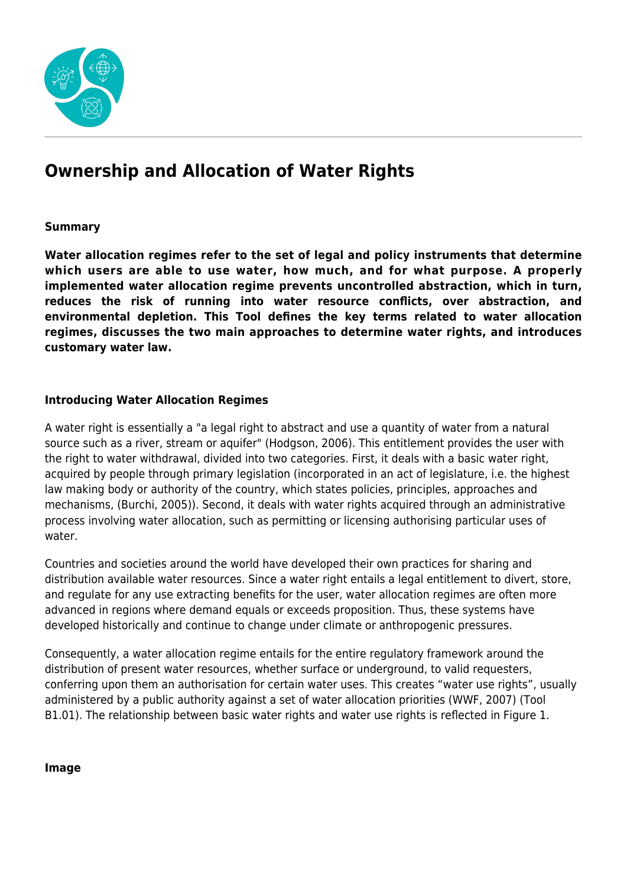# Ownership and Allocation of Water Rights

**Summary**

**Water allocation regimes refer to the set of legal and policy instruments that determine which users are able to use water, how much, and for what purpose. A properly implemented water allocation regime prevents uncontrolled abstraction, which in turn, reduces the risk of running into water resource conflicts, over abstraction, and environmental depletion. This Tool defines the key terms related to water allocation regimes, discusses the two main approaches to determine water rights, and introduces customary water law.**

**Introducing Water Allocation Regimes**

A water right is essentially a "a legal right to abstract and use a quantity of water from a natural source such as a river, stream or aquifer" (Hodgson, 2006). This entitlement provides the user with the right to water withdrawal, divided into two categories. First, it deals with a basic water right, acquired by people through primary legislation (incorporated in an act of legislature, i.e. the highest law making body or authority of the country, which states policies, principles, approaches and mechanisms, (Burchi, 2005)). Second, it deals with water rights acquired through an administrative process involving water allocation, such as permitting or licensing authorising particular uses of water.

Countries and societies around the world have developed their own practices for sharing and distribution available water resources. Since a water right entails a legal entitlement to divert, store, and regulate for any use extracting benefits for the user, water allocation regimes are often more advanced in regions where demand equals or exceeds proposition. Thus, these systems have developed historically and continue to change under climate or anthropogenic pressures.

Consequently, a water allocation regime entails for the entire regulatory framework around the distribution of present water resources, whether surface or underground, to valid requesters, conferring upon them an authorisation for certain water uses. This creates "water use rights", usually administered by a public authority against a set of water allocation priorities (WWF, 2007) (Tool B1.01). The relationship between basic water rights and water use rights is reflected in Figure 1.

**Image**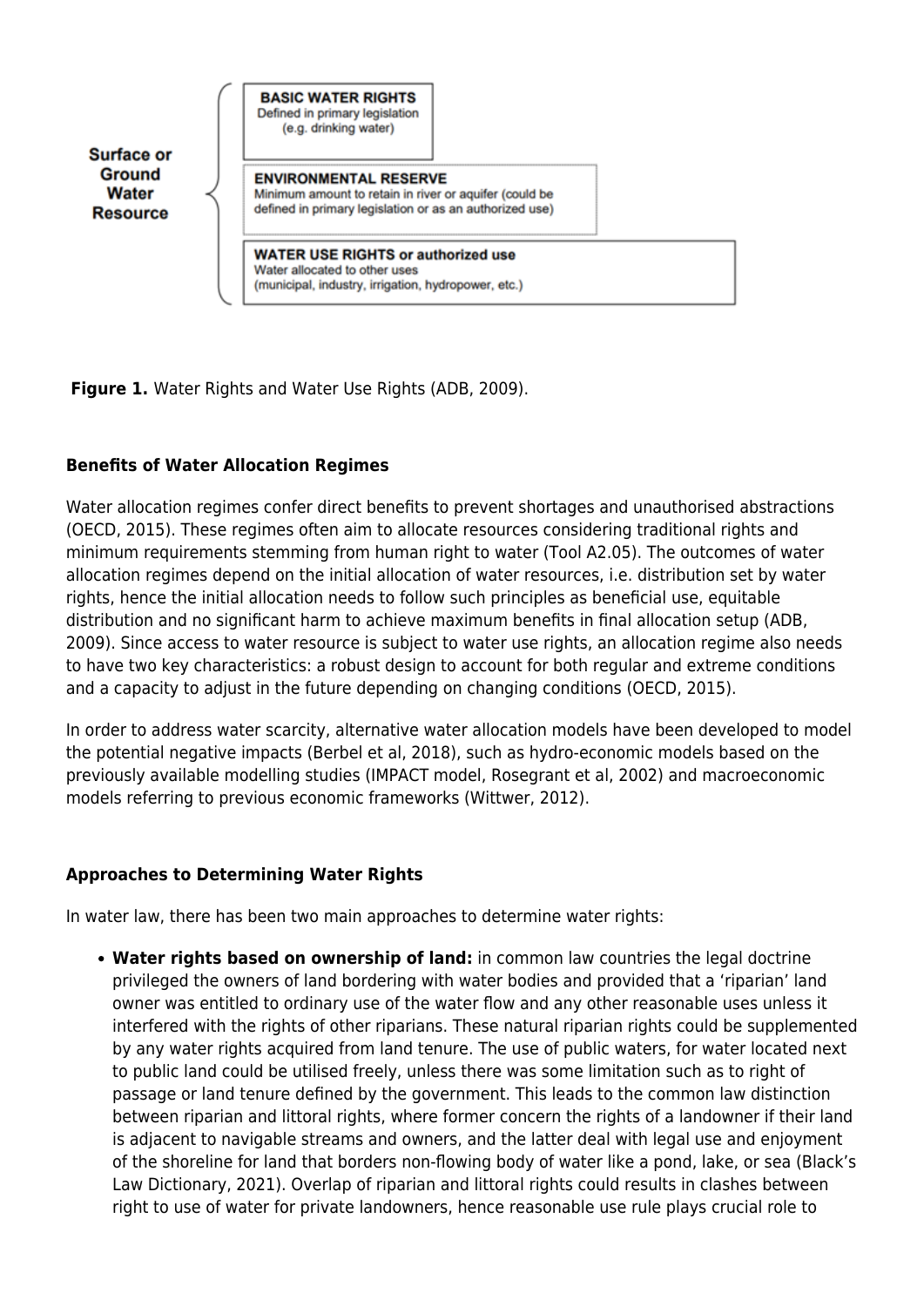**Surface or Ground Water Resource**

- **BASIC WATER RIGHTS** Defined in primary legislation (e.g. drinking water)
- **ENVIRONMENTAL RESERVE** Minimum amount to retain in river or aquifer (could be defined in primary legislation or as an authorized use)
- **WATER USE RIGHTS or authorized use** Water allocated to other uses (municipal, industry, irrigation, hydropower, etc.)

**Figure 1.** Water Rights and Water Use Rights (ADB, 2009).

### Benefits of Water Allocation Regimes

Water allocation regimes confer direct benefits to prevent shortages and unauthorised abstractions (OECD, 2015). These regimes often aim to allocate resources considering traditional rights and minimum requirements stemming from human right to water (Tool A2.05). The outcomes of water allocation regimes depend on the initial allocation of water resources, i.e. distribution set by water rights, hence the initial allocation needs to follow such principles as beneficial use, equitable distribution and no significant harm to achieve maximum benefits in final allocation setup (ADB, 2009). Since access to water resource is subject to water use rights, an allocation regime also needs to have two key characteristics: a robust design to account for both regular and extreme conditions and a capacity to adjust in the future depending on changing conditions (OECD, 2015).

In order to address water scarcity, alternative water allocation models have been developed to model the potential negative impacts (Berbel et al, 2018), such as hydro-economic models based on the previously available modelling studies (IMPACT model, Rosegrant et al, 2002) and macroeconomic models referring to previous economic frameworks (Wittwer, 2012).

### Approaches to Determining Water Rights

In water law, there has been two main approaches to determine water rights:

- **Water rights based on ownership of land:** in common law countries the legal doctrine privileged the owners of land bordering with water bodies and provided that a 'riparian' land owner was entitled to ordinary use of the water flow and any other reasonable uses unless it interfered with the rights of other riparians. These natural riparian rights could be supplemented by any water rights acquired from land tenure. The use of public waters, for water located next to public land could be utilised freely, unless there was some limitation such as to right of passage or land tenure defined by the government. This leads to the common law distinction between riparian and littoral rights, where former concern the rights of a landowner if their land is adjacent to navigable streams and owners, and the latter deal with legal use and enjoyment of the shoreline for land that borders non-flowing body of water like a pond, lake, or sea (Black's Law Dictionary, 2021). Overlap of riparian and littoral rights could results in clashes between right to use of water for private landowners, hence reasonable use rule plays crucial role to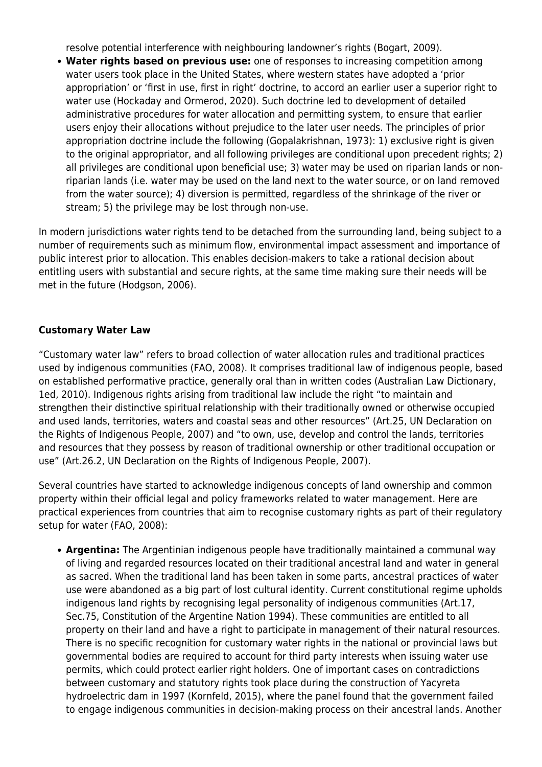resolve potential interference with neighbouring landowner's rights (Bogart, 2009).

- **Water rights based on previous use:** one of responses to increasing competition among water users took place in the United States, where western states have adopted a 'prior appropriation' or 'first in use, first in right' doctrine, to accord an earlier user a superior right to water use (Hockaday and Ormerod, 2020). Such doctrine led to development of detailed administrative procedures for water allocation and permitting system, to ensure that earlier users enjoy their allocations without prejudice to the later user needs. The principles of prior appropriation doctrine include the following (Gopalakrishnan, 1973): 1) exclusive right is given to the original appropriator, and all following privileges are conditional upon precedent rights; 2) all privileges are conditional upon beneficial use; 3) water may be used on riparian lands or non-riparian lands (i.e. water may be used on the land next to the water source, or on land removed from the water source); 4) diversion is permitted, regardless of the shrinkage of the river or stream; 5) the privilege may be lost through non-use.

In modern jurisdictions water rights tend to be detached from the surrounding land, being subject to a number of requirements such as minimum flow, environmental impact assessment and importance of public interest prior to allocation. This enables decision-makers to take a rational decision about entitling users with substantial and secure rights, at the same time making sure their needs will be met in the future (Hodgson, 2006).

### Customary Water Law

"Customary water law" refers to broad collection of water allocation rules and traditional practices used by indigenous communities (FAO, 2008). It comprises traditional law of indigenous people, based on established performative practice, generally oral than in written codes (Australian Law Dictionary, 1ed, 2010). Indigenous rights arising from traditional law include the right "to maintain and strengthen their distinctive spiritual relationship with their traditionally owned or otherwise occupied and used lands, territories, waters and coastal seas and other resources" (Art.25, UN Declaration on the Rights of Indigenous People, 2007) and "to own, use, develop and control the lands, territories and resources that they possess by reason of traditional ownership or other traditional occupation or use" (Art.26.2, UN Declaration on the Rights of Indigenous People, 2007).

Several countries have started to acknowledge indigenous concepts of land ownership and common property within their official legal and policy frameworks related to water management. Here are practical experiences from countries that aim to recognise customary rights as part of their regulatory setup for water (FAO, 2008):

- **Argentina:** The Argentinian indigenous people have traditionally maintained a communal way of living and regarded resources located on their traditional ancestral land and water in general as sacred. When the traditional land has been taken in some parts, ancestral practices of water use were abandoned as a big part of lost cultural identity. Current constitutional regime upholds indigenous land rights by recognising legal personality of indigenous communities (Art.17, Sec.75, Constitution of the Argentine Nation 1994). These communities are entitled to all property on their land and have a right to participate in management of their natural resources. There is no specific recognition for customary water rights in the national or provincial laws but governmental bodies are required to account for third party interests when issuing water use permits, which could protect earlier right holders. One of important cases on contradictions between customary and statutory rights took place during the construction of Yacyreta hydroelectric dam in 1997 (Kornfeld, 2015), where the panel found that the government failed to engage indigenous communities in decision-making process on their ancestral lands. Another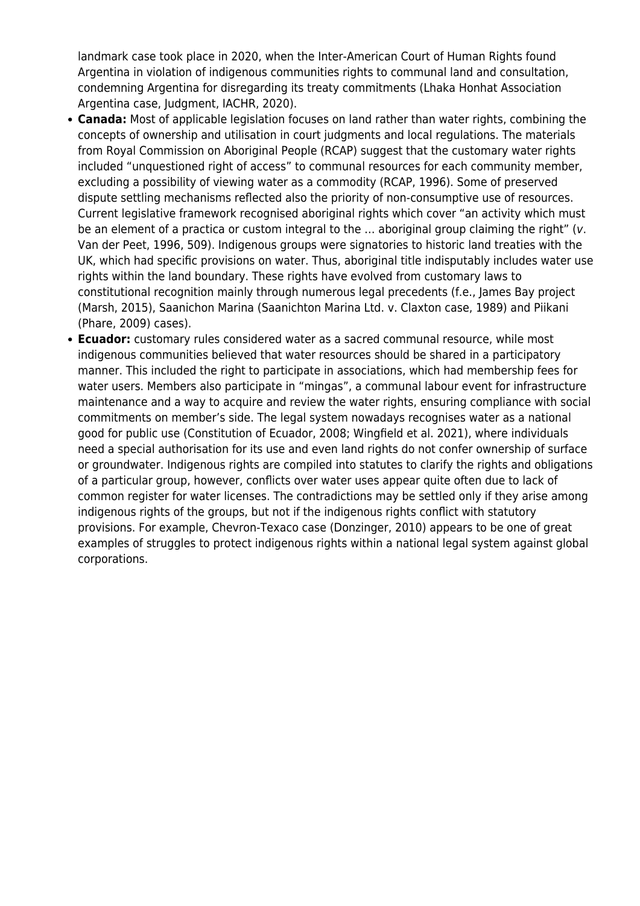landmark case took place in 2020, when the Inter-American Court of Human Rights found Argentina in violation of indigenous communities rights to communal land and consultation, condemning Argentina for disregarding its treaty commitments (Lhaka Honhat Association Argentina case, Judgment, IACHR, 2020).

- **Canada:** Most of applicable legislation focuses on land rather than water rights, combining the concepts of ownership and utilisation in court judgments and local regulations. The materials from Royal Commission on Aboriginal People (RCAP) suggest that the customary water rights included "unquestioned right of access" to communal resources for each community member, excluding a possibility of viewing water as a commodity (RCAP, 1996). Some of preserved dispute settling mechanisms reflected also the priority of non-consumptive use of resources. Current legislative framework recognised aboriginal rights which cover "an activity which must be an element of a practica or custom integral to the … aboriginal group claiming the right" (*v*. Van der Peet, 1996, 509). Indigenous groups were signatories to historic land treaties with the UK, which had specific provisions on water. Thus, aboriginal title indisputably includes water use rights within the land boundary. These rights have evolved from customary laws to constitutional recognition mainly through numerous legal precedents (f.e., James Bay project (Marsh, 2015), Saanichon Marina (Saanichton Marina Ltd. v. Claxton case, 1989) and Piikani (Phare, 2009) cases).
- **Ecuador:** customary rules considered water as a sacred communal resource, while most indigenous communities believed that water resources should be shared in a participatory manner. This included the right to participate in associations, which had membership fees for water users. Members also participate in "mingas", a communal labour event for infrastructure maintenance and a way to acquire and review the water rights, ensuring compliance with social commitments on member's side. The legal system nowadays recognises water as a national good for public use (Constitution of Ecuador, 2008; Wingfield et al. 2021), where individuals need a special authorisation for its use and even land rights do not confer ownership of surface or groundwater. Indigenous rights are compiled into statutes to clarify the rights and obligations of a particular group, however, conflicts over water uses appear quite often due to lack of common register for water licenses. The contradictions may be settled only if they arise among indigenous rights of the groups, but not if the indigenous rights conflict with statutory provisions. For example, Chevron-Texaco case (Donzinger, 2010) appears to be one of great examples of struggles to protect indigenous rights within a national legal system against global corporations.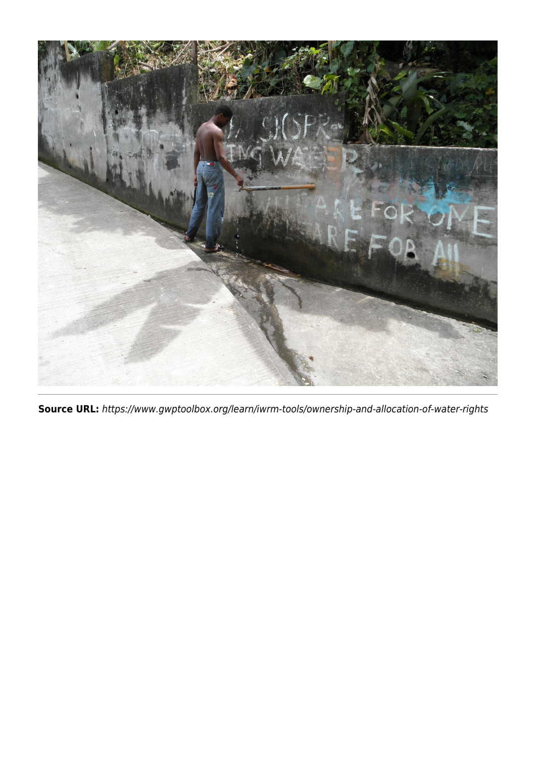**Source URL:** *https://www.gwptoolbox.org/learn/iwrm-tools/ownership-and-allocation-of-water-rights*